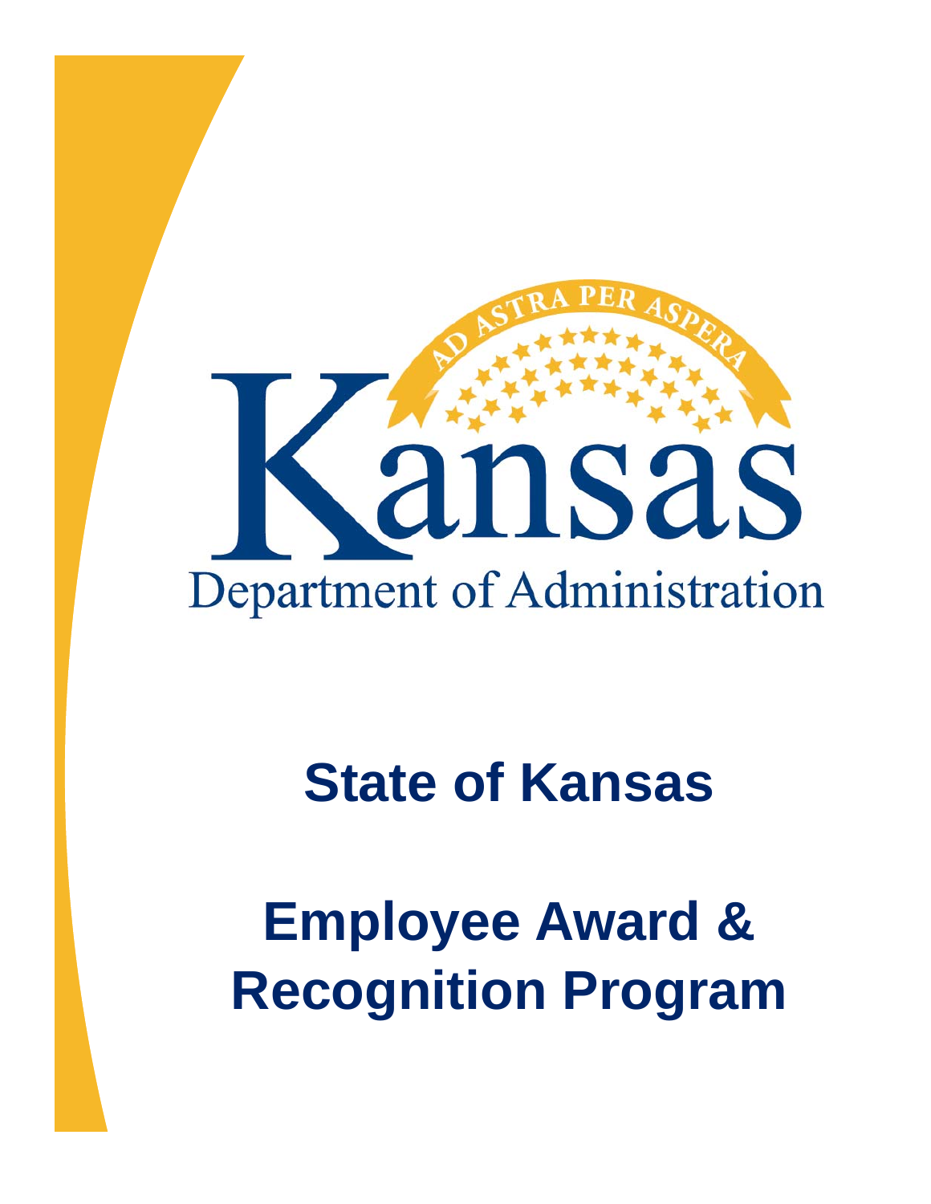AD ASTRA PER ASPERA

Kansas

Department of Administration

# State of Kansas

# Employee Award & Recognition Program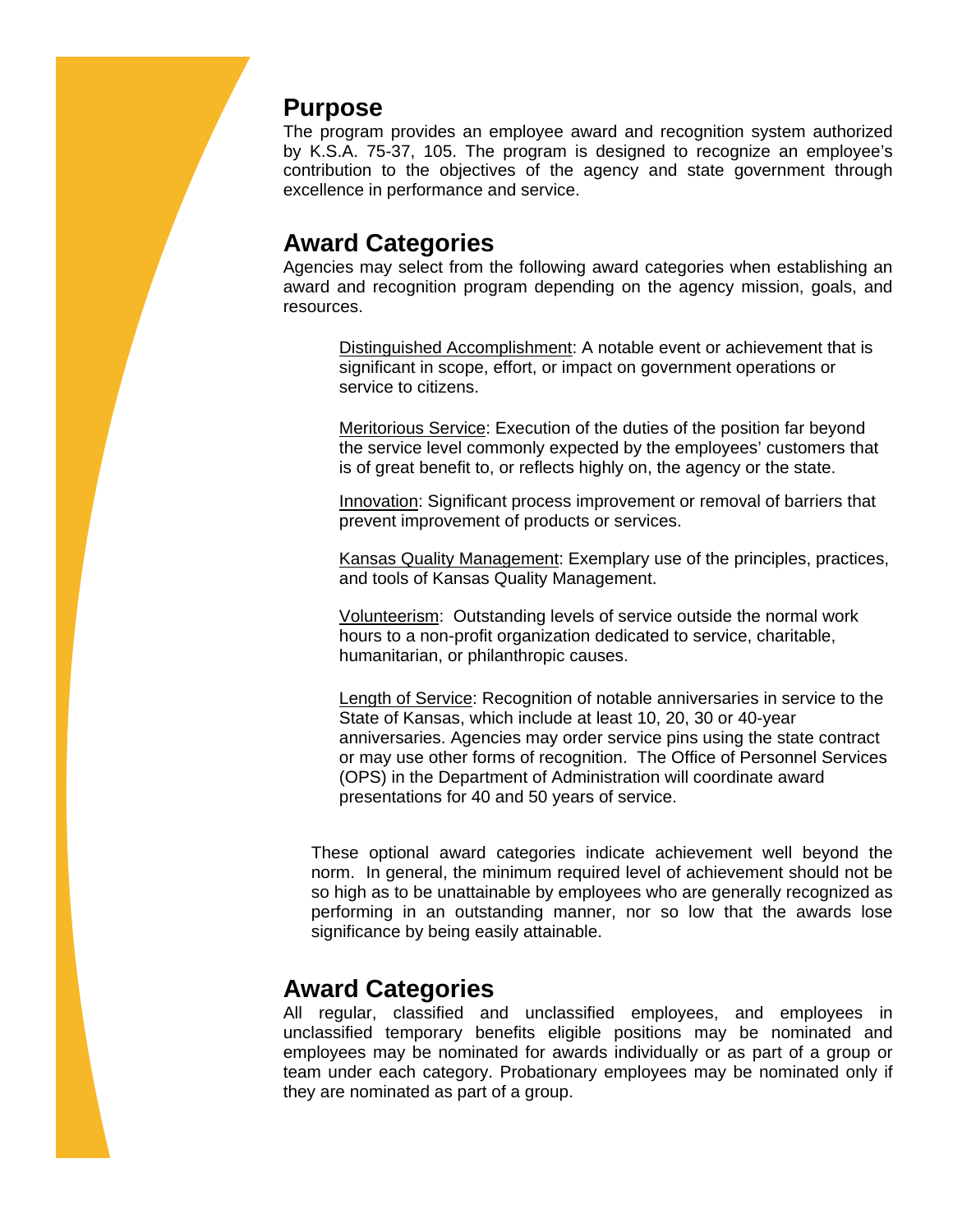## Purpose

The program provides an employee award and recognition system authorized by K.S.A. 75-37, 105. The program is designed to recognize an employee's contribution to the objectives of the agency and state government through excellence in performance and service.

## Award Categories

Agencies may select from the following award categories when establishing an award and recognition program depending on the agency mission, goals, and resources.

<u>Distinguished Accomplishment</u>: A notable event or achievement that is significant in scope, effort, or impact on government operations or service to citizens.

<u>Meritorious Service</u>: Execution of the duties of the position far beyond the service level commonly expected by the employees' customers that is of great benefit to, or reflects highly on, the agency or the state.

<u>Innovation</u>: Significant process improvement or removal of barriers that prevent improvement of products or services.

<u>Kansas Quality Management</u>: Exemplary use of the principles, practices, and tools of Kansas Quality Management.

<u>Volunteerism</u>: Outstanding levels of service outside the normal work hours to a non-profit organization dedicated to service, charitable, humanitarian, or philanthropic causes.

<u>Length of Service</u>: Recognition of notable anniversaries in service to the State of Kansas, which include at least 10, 20, 30 or 40-year anniversaries. Agencies may order service pins using the state contract or may use other forms of recognition. The Office of Personnel Services (OPS) in the Department of Administration will coordinate award presentations for 40 and 50 years of service.

These optional award categories indicate achievement well beyond the norm. In general, the minimum required level of achievement should not be so high as to be unattainable by employees who are generally recognized as performing in an outstanding manner, nor so low that the awards lose significance by being easily attainable.

## Award Categories

All regular, classified and unclassified employees, and employees in unclassified temporary benefits eligible positions may be nominated and employees may be nominated for awards individually or as part of a group or team under each category. Probationary employees may be nominated only if they are nominated as part of a group.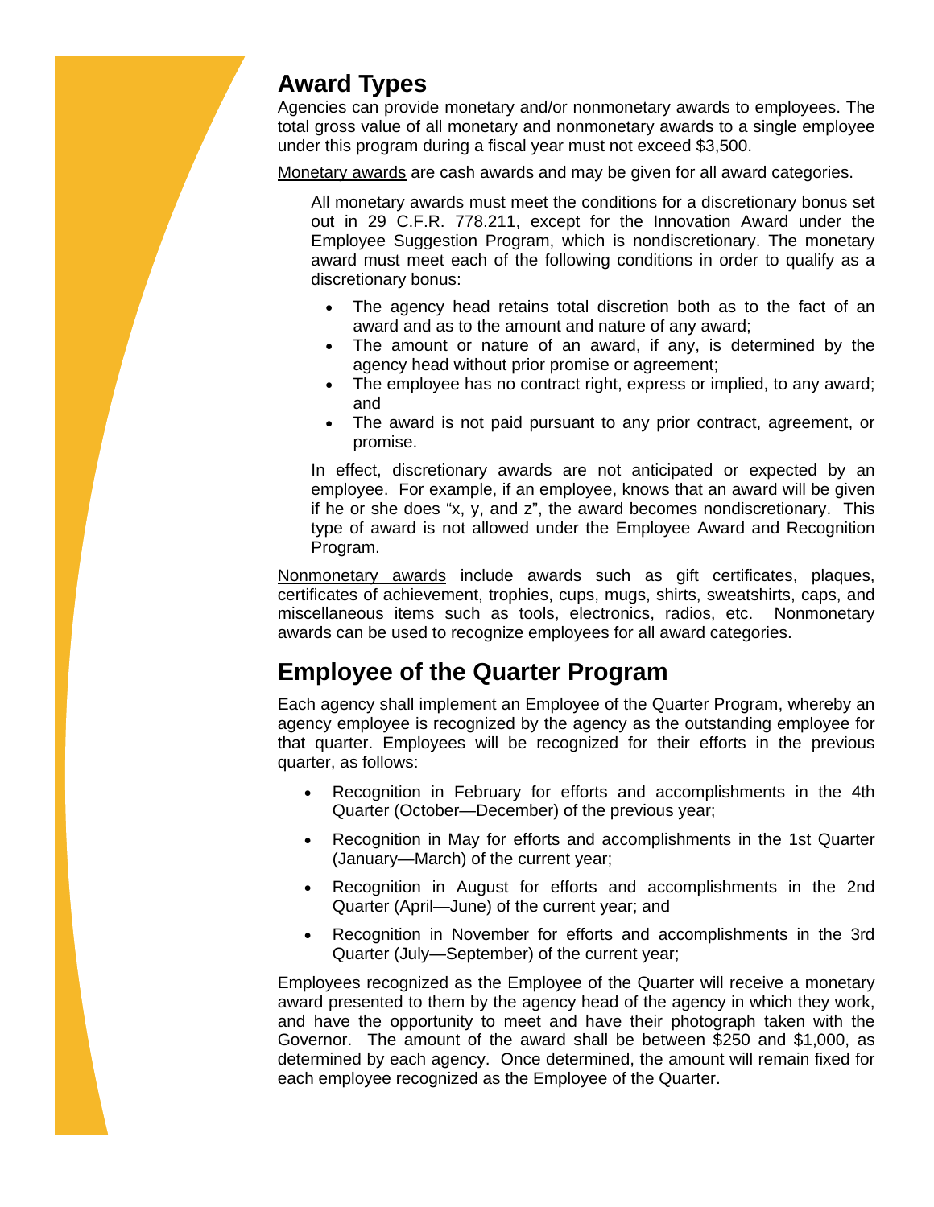## Award Types

Agencies can provide monetary and/or nonmonetary awards to employees. The total gross value of all monetary and nonmonetary awards to a single employee under this program during a fiscal year must not exceed $3,500.

Monetary awards are cash awards and may be given for all award categories.

All monetary awards must meet the conditions for a discretionary bonus set out in 29 C.F.R. 778.211, except for the Innovation Award under the Employee Suggestion Program, which is nondiscretionary. The monetary award must meet each of the following conditions in order to qualify as a discretionary bonus:

- The agency head retains total discretion both as to the fact of an award and as to the amount and nature of any award;
- The amount or nature of an award, if any, is determined by the agency head without prior promise or agreement;
- The employee has no contract right, express or implied, to any award; and
- The award is not paid pursuant to any prior contract, agreement, or promise.

In effect, discretionary awards are not anticipated or expected by an employee. For example, if an employee, knows that an award will be given if he or she does "x, y, and z", the award becomes nondiscretionary. This type of award is not allowed under the Employee Award and Recognition Program.

Nonmonetary awards include awards such as gift certificates, plaques, certificates of achievement, trophies, cups, mugs, shirts, sweatshirts, caps, and miscellaneous items such as tools, electronics, radios, etc. Nonmonetary awards can be used to recognize employees for all award categories.

## Employee of the Quarter Program

Each agency shall implement an Employee of the Quarter Program, whereby an agency employee is recognized by the agency as the outstanding employee for that quarter. Employees will be recognized for their efforts in the previous quarter, as follows:

- Recognition in February for efforts and accomplishments in the 4th Quarter (October—December) of the previous year;
- Recognition in May for efforts and accomplishments in the 1st Quarter (January—March) of the current year;
- Recognition in August for efforts and accomplishments in the 2nd Quarter (April—June) of the current year; and
- Recognition in November for efforts and accomplishments in the 3rd Quarter (July—September) of the current year;

Employees recognized as the Employee of the Quarter will receive a monetary award presented to them by the agency head of the agency in which they work, and have the opportunity to meet and have their photograph taken with the Governor. The amount of the award shall be between $250 and $1,000, as determined by each agency. Once determined, the amount will remain fixed for each employee recognized as the Employee of the Quarter.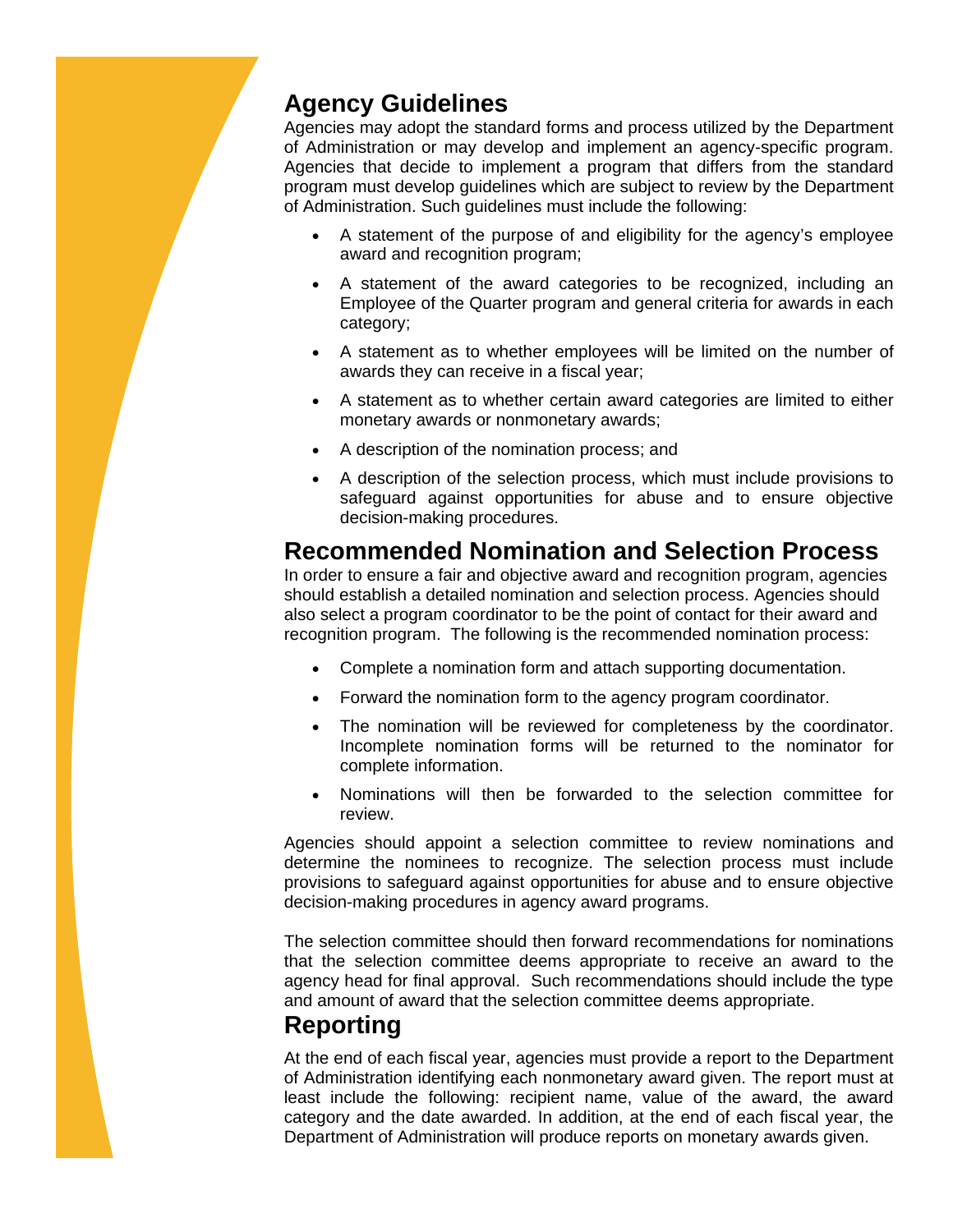## Agency Guidelines

Agencies may adopt the standard forms and process utilized by the Department of Administration or may develop and implement an agency-specific program. Agencies that decide to implement a program that differs from the standard program must develop guidelines which are subject to review by the Department of Administration. Such guidelines must include the following:

- A statement of the purpose of and eligibility for the agency's employee award and recognition program;
- A statement of the award categories to be recognized, including an Employee of the Quarter program and general criteria for awards in each category;
- A statement as to whether employees will be limited on the number of awards they can receive in a fiscal year;
- A statement as to whether certain award categories are limited to either monetary awards or nonmonetary awards;
- A description of the nomination process; and
- A description of the selection process, which must include provisions to safeguard against opportunities for abuse and to ensure objective decision-making procedures.

## Recommended Nomination and Selection Process

In order to ensure a fair and objective award and recognition program, agencies should establish a detailed nomination and selection process. Agencies should also select a program coordinator to be the point of contact for their award and recognition program. The following is the recommended nomination process:

- Complete a nomination form and attach supporting documentation.
- Forward the nomination form to the agency program coordinator.
- The nomination will be reviewed for completeness by the coordinator. Incomplete nomination forms will be returned to the nominator for complete information.
- Nominations will then be forwarded to the selection committee for review.

Agencies should appoint a selection committee to review nominations and determine the nominees to recognize. The selection process must include provisions to safeguard against opportunities for abuse and to ensure objective decision-making procedures in agency award programs.

The selection committee should then forward recommendations for nominations that the selection committee deems appropriate to receive an award to the agency head for final approval. Such recommendations should include the type and amount of award that the selection committee deems appropriate.

## Reporting

At the end of each fiscal year, agencies must provide a report to the Department of Administration identifying each nonmonetary award given. The report must at least include the following: recipient name, value of the award, the award category and the date awarded. In addition, at the end of each fiscal year, the Department of Administration will produce reports on monetary awards given.